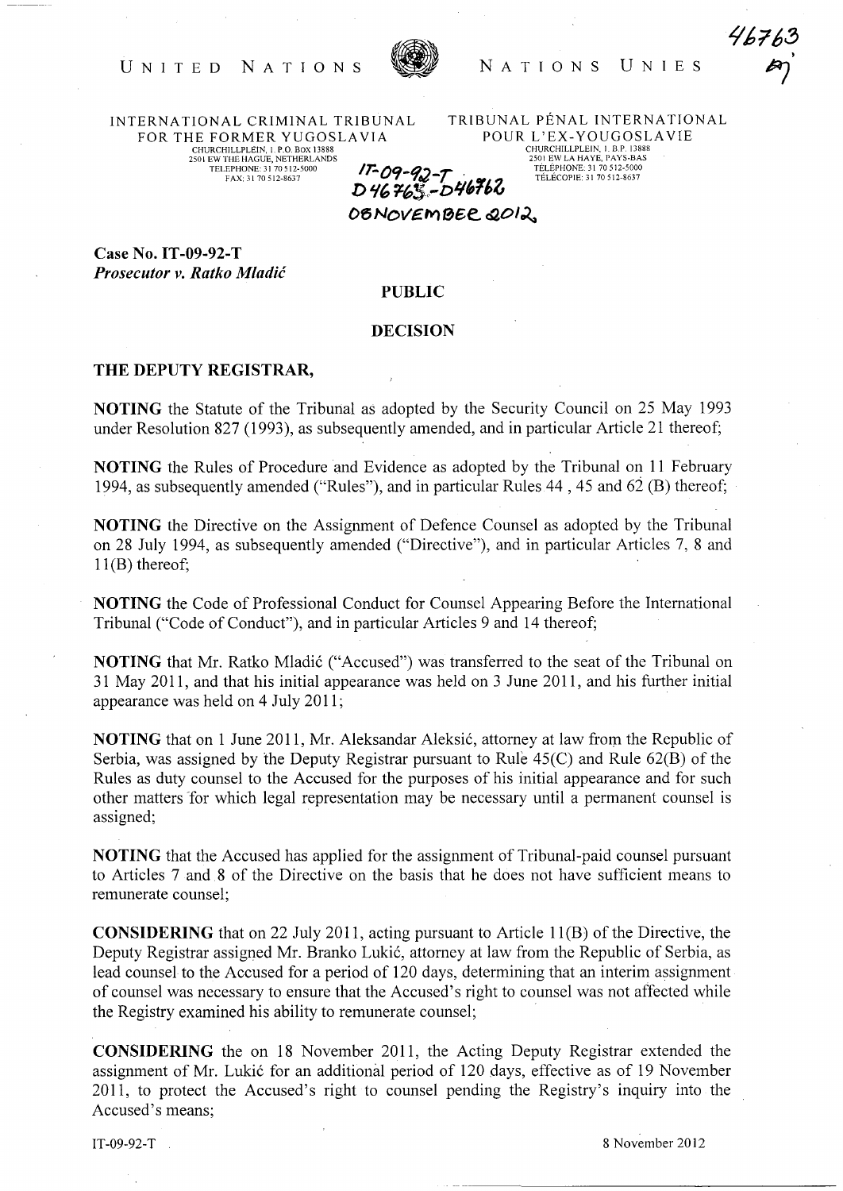46763

UNITED NATIONS — NATIONS UNIES

INTERNATIONAL CRIMINAL TRIBUNAL FOR THE FORMER YUGOSLAVIA
CHURCHILLPLEIN, 1. P.O. Box 13888
2501 EW THE HAGUE, NETHERLANDS
TELEPHONE: 31 70 512-5000
FAX: 31 70 512-8637

TRIBUNAL PÉNAL INTERNATIONAL POUR L'EX-YOUGOSLAVIE
CHURCHILLPLEIN, 1. B.P. 13888
2501 EW LA HAYE, PAYS-BAS
TÉLÉPHONE: 31 70 512-5000
TÉLÉCOPIE: 31 70 512-8637

IT-09-92-T
D46763-D46762
08 NOVEMBER 2012

**Case No. IT-09-92-T**
***Prosecutor v. Ratko Mladić***

**PUBLIC**

**DECISION**

**THE DEPUTY REGISTRAR,**

**NOTING** the Statute of the Tribunal as adopted by the Security Council on 25 May 1993 under Resolution 827 (1993), as subsequently amended, and in particular Article 21 thereof;

**NOTING** the Rules of Procedure and Evidence as adopted by the Tribunal on 11 February 1994, as subsequently amended ("Rules"), and in particular Rules 44 , 45 and 62 (B) thereof;

**NOTING** the Directive on the Assignment of Defence Counsel as adopted by the Tribunal on 28 July 1994, as subsequently amended ("Directive"), and in particular Articles 7, 8 and 11(B) thereof;

**NOTING** the Code of Professional Conduct for Counsel Appearing Before the International Tribunal ("Code of Conduct"), and in particular Articles 9 and 14 thereof;

**NOTING** that Mr. Ratko Mladić ("Accused") was transferred to the seat of the Tribunal on 31 May 2011, and that his initial appearance was held on 3 June 2011, and his further initial appearance was held on 4 July 2011;

**NOTING** that on 1 June 2011, Mr. Aleksandar Aleksić, attorney at law from the Republic of Serbia, was assigned by the Deputy Registrar pursuant to Rule 45(C) and Rule 62(B) of the Rules as duty counsel to the Accused for the purposes of his initial appearance and for such other matters for which legal representation may be necessary until a permanent counsel is assigned;

**NOTING** that the Accused has applied for the assignment of Tribunal-paid counsel pursuant to Articles 7 and 8 of the Directive on the basis that he does not have sufficient means to remunerate counsel;

**CONSIDERING** that on 22 July 2011, acting pursuant to Article 11(B) of the Directive, the Deputy Registrar assigned Mr. Branko Lukić, attorney at law from the Republic of Serbia, as lead counsel to the Accused for a period of 120 days, determining that an interim assignment of counsel was necessary to ensure that the Accused's right to counsel was not affected while the Registry examined his ability to remunerate counsel;

**CONSIDERING** the on 18 November 2011, the Acting Deputy Registrar extended the assignment of Mr. Lukić for an additional period of 120 days, effective as of 19 November 2011, to protect the Accused's right to counsel pending the Registry's inquiry into the Accused's means;

IT-09-92-T — 8 November 2012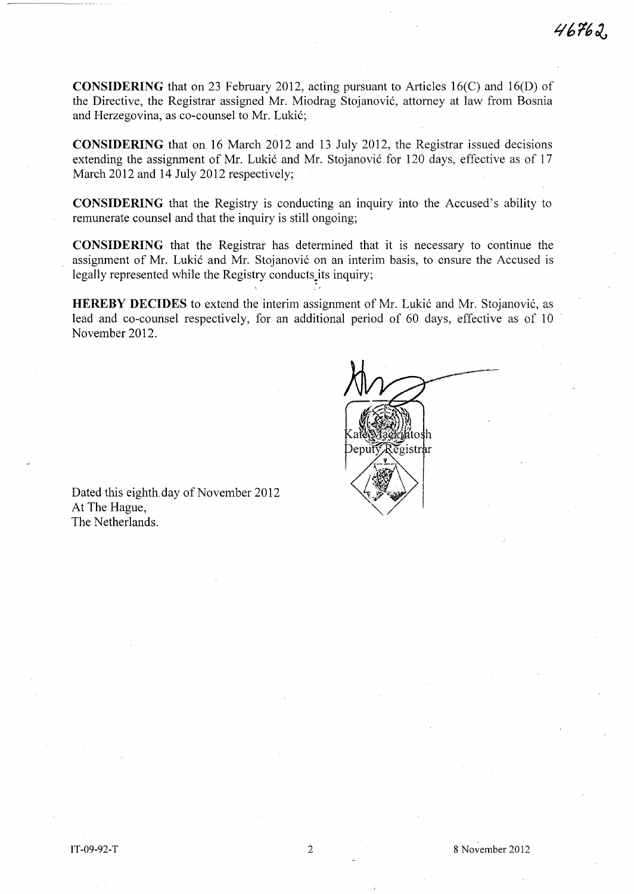**CONSIDERING** that on 23 February 2012, acting pursuant to Articles 16(C) and 16(D) of the Directive, the Registrar assigned Mr. Miodrag Stojanović, attorney at law from Bosnia and Herzegovina, as co-counsel to Mr. Lukić;

**CONSIDERING** that on 16 March 2012 and 13 July 2012, the Registrar issued decisions extending the assignment of Mr. Lukić and Mr. Stojanović for 120 days, effective as of 17 March 2012 and 14 July 2012 respectively;

**CONSIDERING** that the Registry is conducting an inquiry into the Accused's ability to remunerate counsel and that the inquiry is still ongoing;

**CONSIDERING** that the Registrar has determined that it is necessary to continue the assignment of Mr. Lukić and Mr. Stojanović on an interim basis, to ensure the Accused is legally represented while the Registry conducts its inquiry;

**HEREBY DECIDES** to extend the interim assignment of Mr. Lukić and Mr. Stojanović, as lead and co-counsel respectively, for an additional period of 60 days, effective as of 10 November 2012.

Kate Mackintosh
Deputy Registrar

Dated this eighth day of November 2012
At The Hague,
The Netherlands.